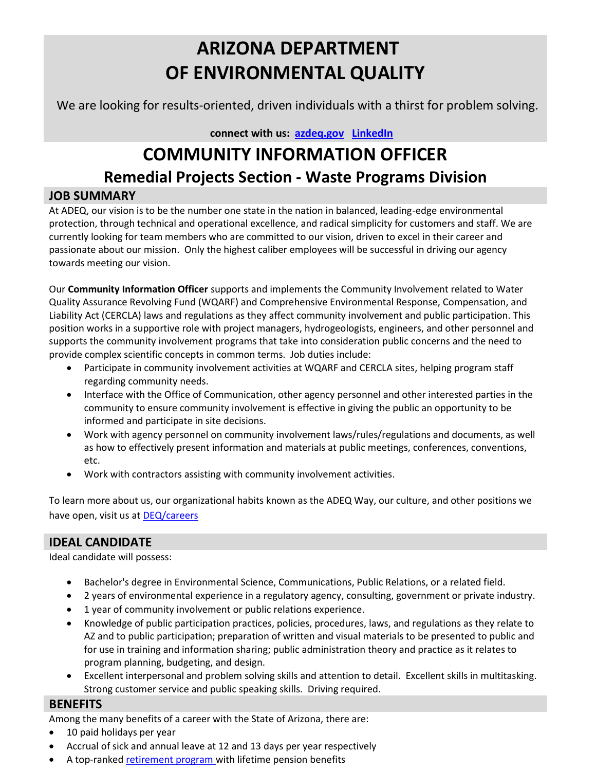# ARIZONA DEPARTMENT OF ENVIRONMENTAL QUALITY

We are looking for results-oriented, driven individuals with a thirst for problem solving.

**connect with us: [azdeq.gov](azdeq.gov) [LinkedIn]()**

# COMMUNITY INFORMATION OFFICER

## Remedial Projects Section - Waste Programs Division

### JOB SUMMARY

At ADEQ, our vision is to be the number one state in the nation in balanced, leading-edge environmental protection, through technical and operational excellence, and radical simplicity for customers and staff. We are currently looking for team members who are committed to our vision, driven to excel in their career and passionate about our mission. Only the highest caliber employees will be successful in driving our agency towards meeting our vision.

Our **Community Information Officer** supports and implements the Community Involvement related to Water Quality Assurance Revolving Fund (WQARF) and Comprehensive Environmental Response, Compensation, and Liability Act (CERCLA) laws and regulations as they affect community involvement and public participation. This position works in a supportive role with project managers, hydrogeologists, engineers, and other personnel and supports the community involvement programs that take into consideration public concerns and the need to provide complex scientific concepts in common terms. Job duties include:

- Participate in community involvement activities at WQARF and CERCLA sites, helping program staff regarding community needs.
- Interface with the Office of Communication, other agency personnel and other interested parties in the community to ensure community involvement is effective in giving the public an opportunity to be informed and participate in site decisions.
- Work with agency personnel on community involvement laws/rules/regulations and documents, as well as how to effectively present information and materials at public meetings, conferences, conventions, etc.
- Work with contractors assisting with community involvement activities.

To learn more about us, our organizational habits known as the ADEQ Way, our culture, and other positions we have open, visit us at [DEQ/careers]()

### IDEAL CANDIDATE

Ideal candidate will possess:

- Bachelor's degree in Environmental Science, Communications, Public Relations, or a related field.
- 2 years of environmental experience in a regulatory agency, consulting, government or private industry.
- 1 year of community involvement or public relations experience.
- Knowledge of public participation practices, policies, procedures, laws, and regulations as they relate to AZ and to public participation; preparation of written and visual materials to be presented to public and for use in training and information sharing; public administration theory and practice as it relates to program planning, budgeting, and design.
- Excellent interpersonal and problem solving skills and attention to detail. Excellent skills in multitasking. Strong customer service and public speaking skills. Driving required.

### BENEFITS

Among the many benefits of a career with the State of Arizona, there are:

- 10 paid holidays per year
- Accrual of sick and annual leave at 12 and 13 days per year respectively
- A top-ranked [retirement program]() with lifetime pension benefits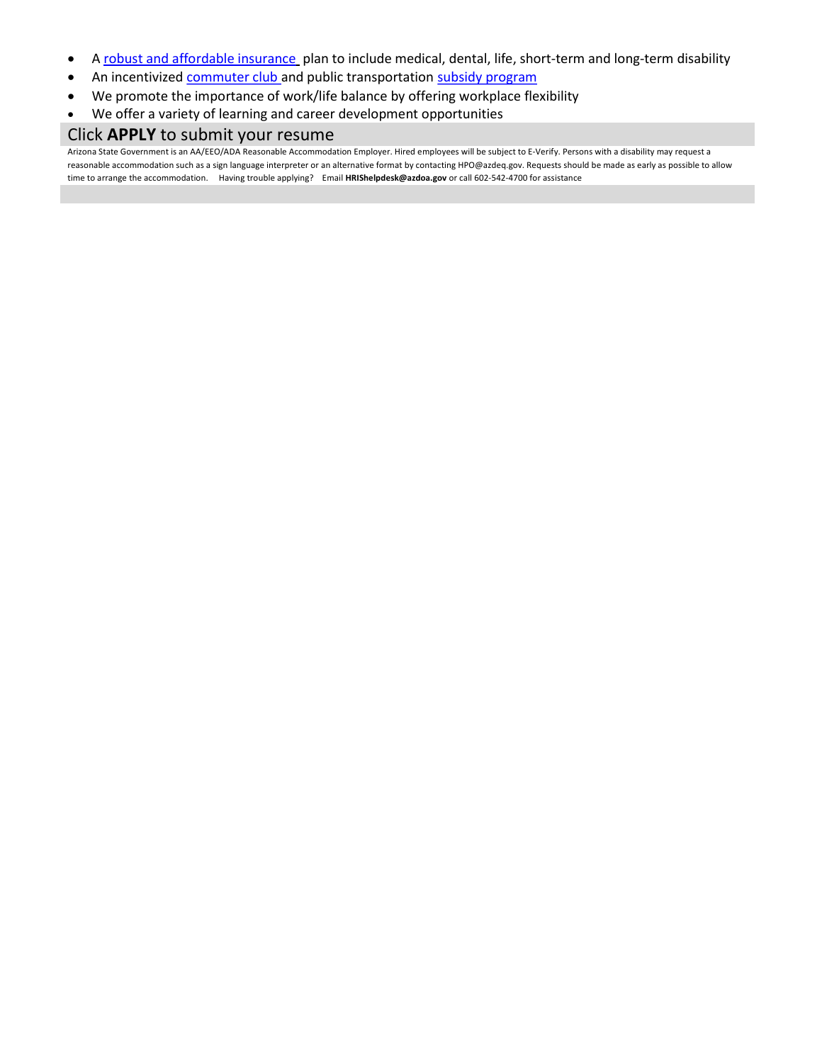- A robust and affordable insurance plan to include medical, dental, life, short-term and long-term disability
- An incentivized commuter club and public transportation subsidy program
- We promote the importance of work/life balance by offering workplace flexibility
- We offer a variety of learning and career development opportunities

## Click **APPLY** to submit your resume

Arizona State Government is an AA/EEO/ADA Reasonable Accommodation Employer. Hired employees will be subject to E-Verify. Persons with a disability may request a reasonable accommodation such as a sign language interpreter or an alternative format by contacting HPO@azdeq.gov. Requests should be made as early as possible to allow time to arrange the accommodation. Having trouble applying? Email **HRIShelpdesk@azdoa.gov** or call 602-542-4700 for assistance